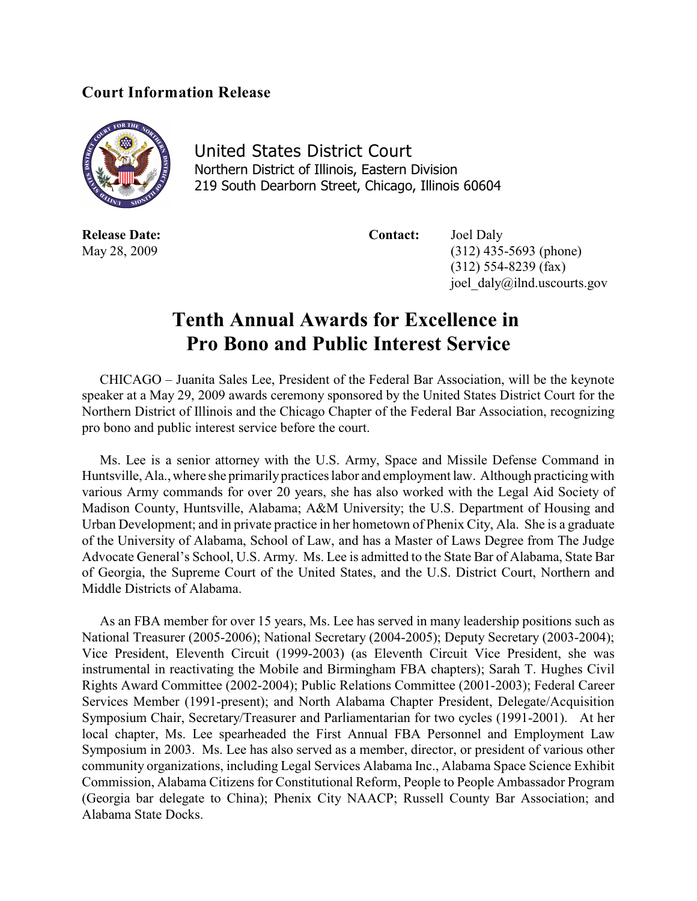**Court Information Release**

United States District Court
Northern District of Illinois, Eastern Division
219 South Dearborn Street, Chicago, Illinois 60604

**Release Date:**
May 28, 2009

**Contact:** Joel Daly
(312) 435-5693 (phone)
(312) 554-8239 (fax)
joel_daly@ilnd.uscourts.gov

# Tenth Annual Awards for Excellence in Pro Bono and Public Interest Service

CHICAGO – Juanita Sales Lee, President of the Federal Bar Association, will be the keynote speaker at a May 29, 2009 awards ceremony sponsored by the United States District Court for the Northern District of Illinois and the Chicago Chapter of the Federal Bar Association, recognizing pro bono and public interest service before the court.

Ms. Lee is a senior attorney with the U.S. Army, Space and Missile Defense Command in Huntsville, Ala., where she primarily practices labor and employment law. Although practicing with various Army commands for over 20 years, she has also worked with the Legal Aid Society of Madison County, Huntsville, Alabama; A&M University; the U.S. Department of Housing and Urban Development; and in private practice in her hometown of Phenix City, Ala. She is a graduate of the University of Alabama, School of Law, and has a Master of Laws Degree from The Judge Advocate General's School, U.S. Army. Ms. Lee is admitted to the State Bar of Alabama, State Bar of Georgia, the Supreme Court of the United States, and the U.S. District Court, Northern and Middle Districts of Alabama.

As an FBA member for over 15 years, Ms. Lee has served in many leadership positions such as National Treasurer (2005-2006); National Secretary (2004-2005); Deputy Secretary (2003-2004); Vice President, Eleventh Circuit (1999-2003) (as Eleventh Circuit Vice President, she was instrumental in reactivating the Mobile and Birmingham FBA chapters); Sarah T. Hughes Civil Rights Award Committee (2002-2004); Public Relations Committee (2001-2003); Federal Career Services Member (1991-present); and North Alabama Chapter President, Delegate/Acquisition Symposium Chair, Secretary/Treasurer and Parliamentarian for two cycles (1991-2001). At her local chapter, Ms. Lee spearheaded the First Annual FBA Personnel and Employment Law Symposium in 2003. Ms. Lee has also served as a member, director, or president of various other community organizations, including Legal Services Alabama Inc., Alabama Space Science Exhibit Commission, Alabama Citizens for Constitutional Reform, People to People Ambassador Program (Georgia bar delegate to China); Phenix City NAACP; Russell County Bar Association; and Alabama State Docks.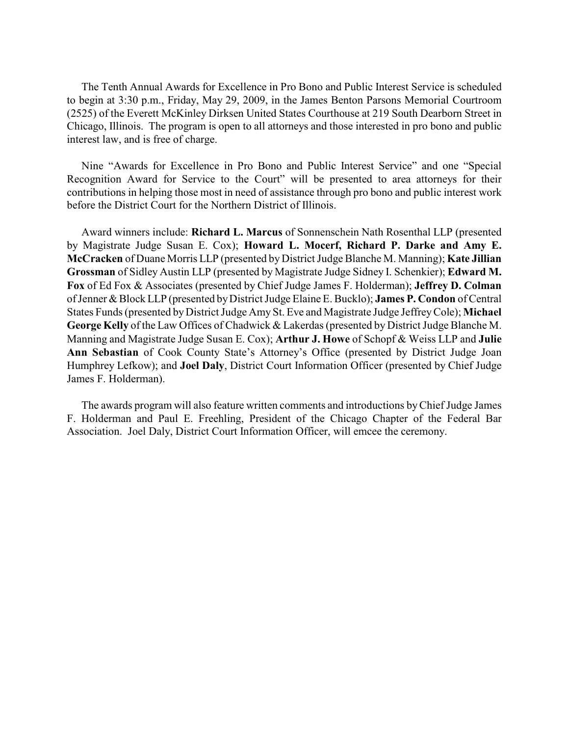The Tenth Annual Awards for Excellence in Pro Bono and Public Interest Service is scheduled to begin at 3:30 p.m., Friday, May 29, 2009, in the James Benton Parsons Memorial Courtroom (2525) of the Everett McKinley Dirksen United States Courthouse at 219 South Dearborn Street in Chicago, Illinois. The program is open to all attorneys and those interested in pro bono and public interest law, and is free of charge.

Nine "Awards for Excellence in Pro Bono and Public Interest Service" and one "Special Recognition Award for Service to the Court" will be presented to area attorneys for their contributions in helping those most in need of assistance through pro bono and public interest work before the District Court for the Northern District of Illinois.

Award winners include: **Richard L. Marcus** of Sonnenschein Nath Rosenthal LLP (presented by Magistrate Judge Susan E. Cox); **Howard L. Mocerf, Richard P. Darke and Amy E. McCracken** of Duane Morris LLP (presented by District Judge Blanche M. Manning); **Kate Jillian Grossman** of Sidley Austin LLP (presented by Magistrate Judge Sidney I. Schenkier); **Edward M. Fox** of Ed Fox & Associates (presented by Chief Judge James F. Holderman); **Jeffrey D. Colman** of Jenner & Block LLP (presented by District Judge Elaine E. Bucklo); **James P. Condon** of Central States Funds (presented by District Judge Amy St. Eve and Magistrate Judge Jeffrey Cole); **Michael George Kelly** of the Law Offices of Chadwick & Lakerdas (presented by District Judge Blanche M. Manning and Magistrate Judge Susan E. Cox); **Arthur J. Howe** of Schopf & Weiss LLP and **Julie Ann Sebastian** of Cook County State's Attorney's Office (presented by District Judge Joan Humphrey Lefkow); and **Joel Daly**, District Court Information Officer (presented by Chief Judge James F. Holderman).

The awards program will also feature written comments and introductions by Chief Judge James F. Holderman and Paul E. Freehling, President of the Chicago Chapter of the Federal Bar Association. Joel Daly, District Court Information Officer, will emcee the ceremony.